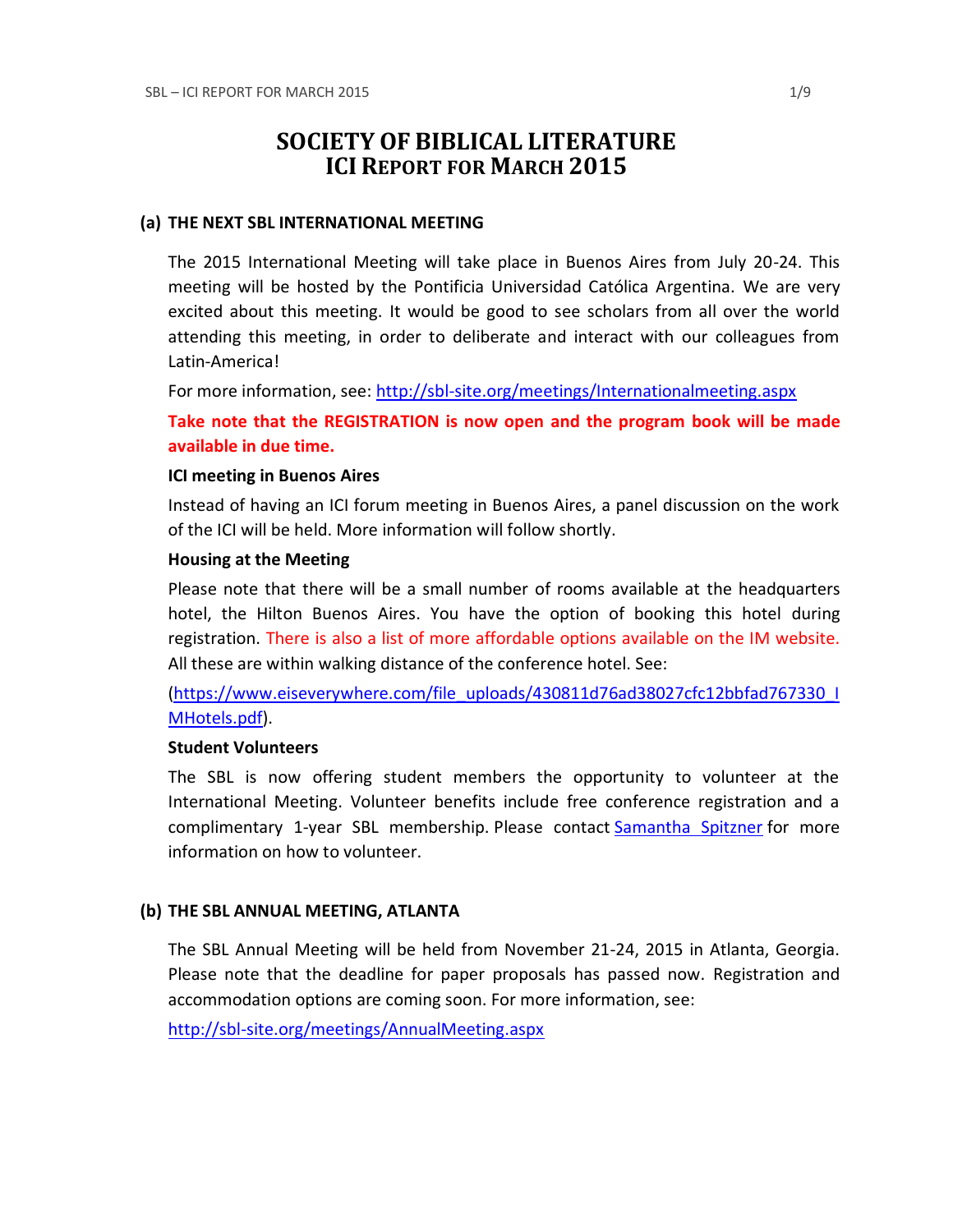# SOCIETY OF BIBLICAL LITERATURE
## ICI REPORT FOR MARCH 2015

### (a) THE NEXT SBL INTERNATIONAL MEETING

The 2015 International Meeting will take place in Buenos Aires from July 20-24. This meeting will be hosted by the Pontificia Universidad Católica Argentina. We are very excited about this meeting. It would be good to see scholars from all over the world attending this meeting, in order to deliberate and interact with our colleagues from Latin-America!

For more information, see: http://sbl-site.org/meetings/Internationalmeeting.aspx

**Take note that the REGISTRATION is now open and the program book will be made available in due time.**

**ICI meeting in Buenos Aires**

Instead of having an ICI forum meeting in Buenos Aires, a panel discussion on the work of the ICI will be held. More information will follow shortly.

**Housing at the Meeting**

Please note that there will be a small number of rooms available at the headquarters hotel, the Hilton Buenos Aires. You have the option of booking this hotel during registration. There is also a list of more affordable options available on the IM website. All these are within walking distance of the conference hotel. See:

(https://www.eiseverywhere.com/file_uploads/430811d76ad38027cfc12bbfad767330_IMHotels.pdf).

**Student Volunteers**

The SBL is now offering student members the opportunity to volunteer at the International Meeting. Volunteer benefits include free conference registration and a complimentary 1-year SBL membership. Please contact Samantha Spitzner for more information on how to volunteer.

### (b) THE SBL ANNUAL MEETING, ATLANTA

The SBL Annual Meeting will be held from November 21-24, 2015 in Atlanta, Georgia. Please note that the deadline for paper proposals has passed now. Registration and accommodation options are coming soon. For more information, see:

http://sbl-site.org/meetings/AnnualMeeting.aspx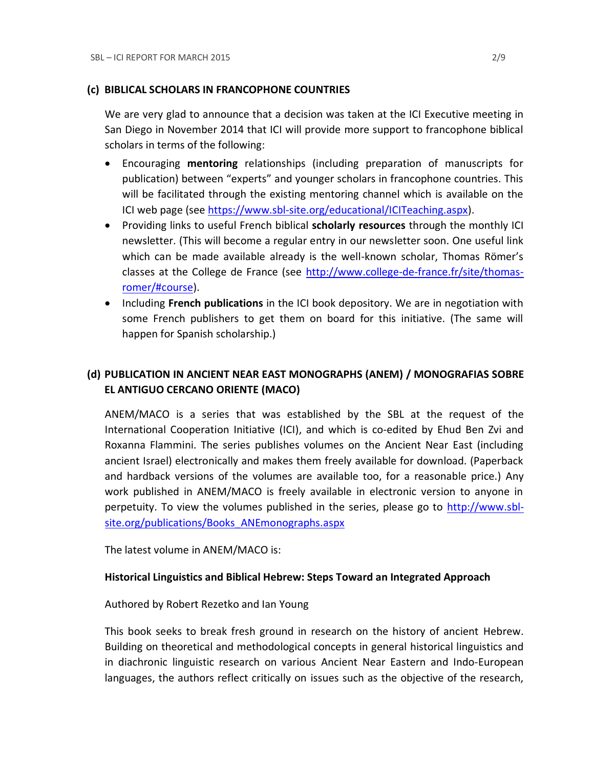## (c) BIBLICAL SCHOLARS IN FRANCOPHONE COUNTRIES

We are very glad to announce that a decision was taken at the ICI Executive meeting in San Diego in November 2014 that ICI will provide more support to francophone biblical scholars in terms of the following:

- Encouraging **mentoring** relationships (including preparation of manuscripts for publication) between "experts" and younger scholars in francophone countries. This will be facilitated through the existing mentoring channel which is available on the ICI web page (see https://www.sbl-site.org/educational/ICITeaching.aspx).
- Providing links to useful French biblical **scholarly resources** through the monthly ICI newsletter. (This will become a regular entry in our newsletter soon. One useful link which can be made available already is the well-known scholar, Thomas Römer's classes at the College de France (see http://www.college-de-france.fr/site/thomas-romer/#course).
- Including **French publications** in the ICI book depository. We are in negotiation with some French publishers to get them on board for this initiative. (The same will happen for Spanish scholarship.)

## (d) PUBLICATION IN ANCIENT NEAR EAST MONOGRAPHS (ANEM) / MONOGRAFIAS SOBRE EL ANTIGUO CERCANO ORIENTE (MACO)

ANEM/MACO is a series that was established by the SBL at the request of the International Cooperation Initiative (ICI), and which is co-edited by Ehud Ben Zvi and Roxanna Flammini. The series publishes volumes on the Ancient Near East (including ancient Israel) electronically and makes them freely available for download. (Paperback and hardback versions of the volumes are available too, for a reasonable price.) Any work published in ANEM/MACO is freely available in electronic version to anyone in perpetuity. To view the volumes published in the series, please go to http://www.sbl-site.org/publications/Books_ANEmonographs.aspx

The latest volume in ANEM/MACO is:

**Historical Linguistics and Biblical Hebrew: Steps Toward an Integrated Approach**

Authored by Robert Rezetko and Ian Young

This book seeks to break fresh ground in research on the history of ancient Hebrew. Building on theoretical and methodological concepts in general historical linguistics and in diachronic linguistic research on various Ancient Near Eastern and Indo-European languages, the authors reflect critically on issues such as the objective of the research,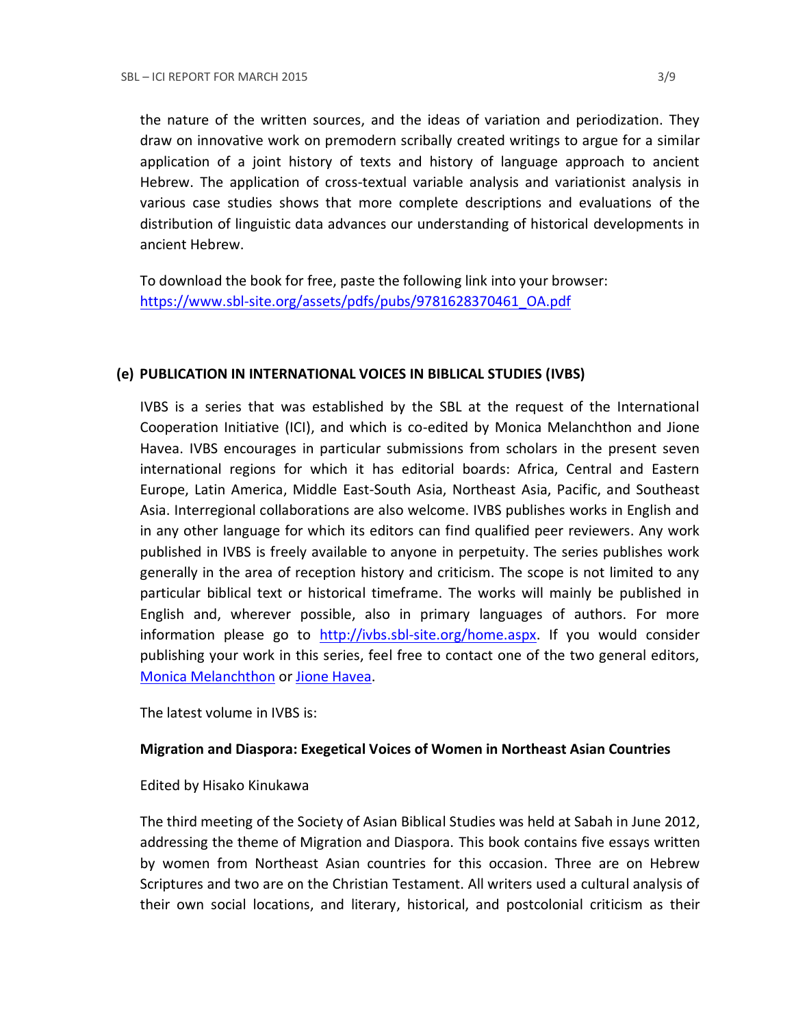the nature of the written sources, and the ideas of variation and periodization. They draw on innovative work on premodern scribally created writings to argue for a similar application of a joint history of texts and history of language approach to ancient Hebrew. The application of cross-textual variable analysis and variationist analysis in various case studies shows that more complete descriptions and evaluations of the distribution of linguistic data advances our understanding of historical developments in ancient Hebrew.

To download the book for free, paste the following link into your browser: https://www.sbl-site.org/assets/pdfs/pubs/9781628370461_OA.pdf

### (e) PUBLICATION IN INTERNATIONAL VOICES IN BIBLICAL STUDIES (IVBS)

IVBS is a series that was established by the SBL at the request of the International Cooperation Initiative (ICI), and which is co-edited by Monica Melanchthon and Jione Havea. IVBS encourages in particular submissions from scholars in the present seven international regions for which it has editorial boards: Africa, Central and Eastern Europe, Latin America, Middle East-South Asia, Northeast Asia, Pacific, and Southeast Asia. Interregional collaborations are also welcome. IVBS publishes works in English and in any other language for which its editors can find qualified peer reviewers. Any work published in IVBS is freely available to anyone in perpetuity. The series publishes work generally in the area of reception history and criticism. The scope is not limited to any particular biblical text or historical timeframe. The works will mainly be published in English and, wherever possible, also in primary languages of authors. For more information please go to http://ivbs.sbl-site.org/home.aspx. If you would consider publishing your work in this series, feel free to contact one of the two general editors, Monica Melanchthon or Jione Havea.

The latest volume in IVBS is:

**Migration and Diaspora: Exegetical Voices of Women in Northeast Asian Countries**

Edited by Hisako Kinukawa

The third meeting of the Society of Asian Biblical Studies was held at Sabah in June 2012, addressing the theme of Migration and Diaspora. This book contains five essays written by women from Northeast Asian countries for this occasion. Three are on Hebrew Scriptures and two are on the Christian Testament. All writers used a cultural analysis of their own social locations, and literary, historical, and postcolonial criticism as their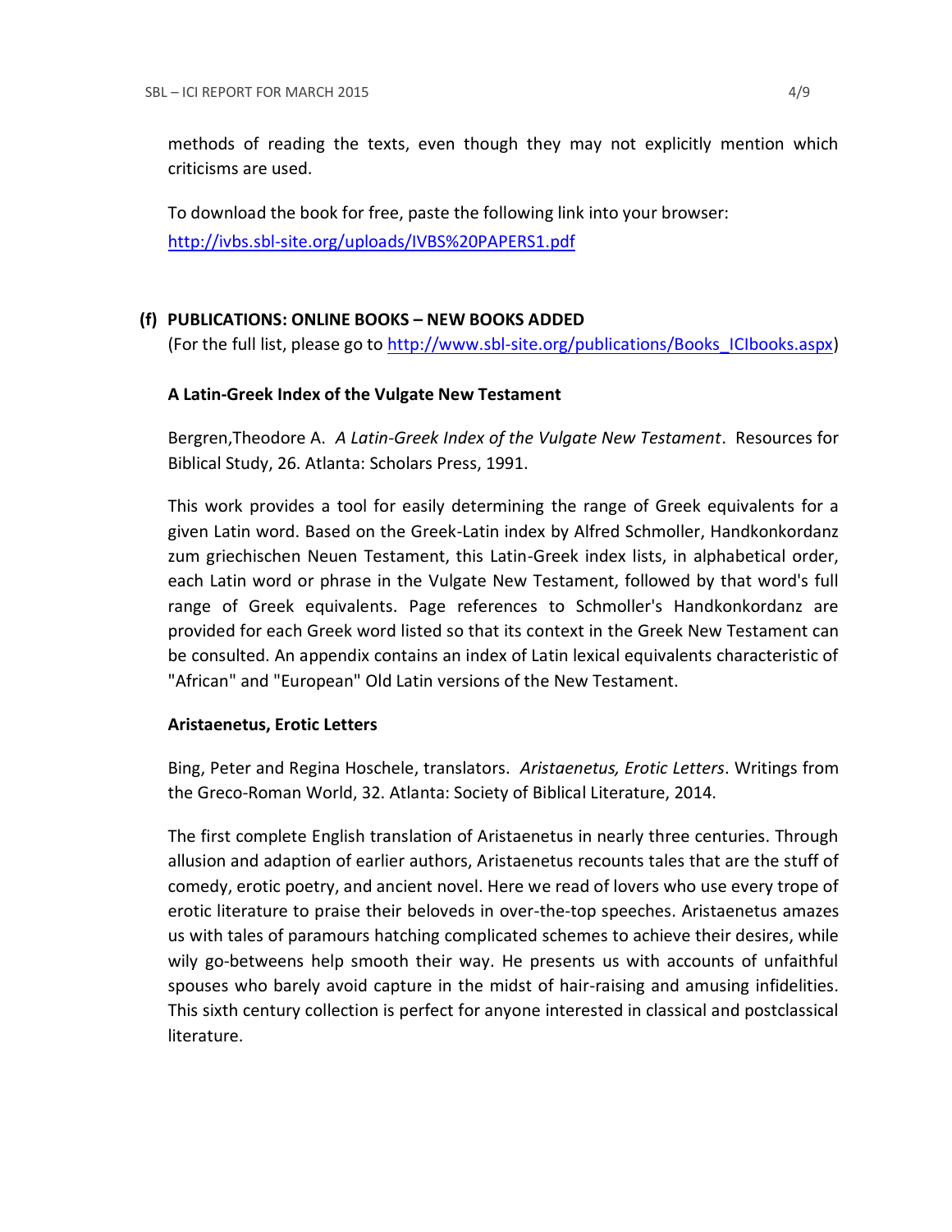methods of reading the texts, even though they may not explicitly mention which criticisms are used.

To download the book for free, paste the following link into your browser: http://ivbs.sbl-site.org/uploads/IVBS%20PAPERS1.pdf

## (f) PUBLICATIONS: ONLINE BOOKS – NEW BOOKS ADDED

(For the full list, please go to http://www.sbl-site.org/publications/Books_ICIbooks.aspx)

### A Latin-Greek Index of the Vulgate New Testament

Bergren,Theodore A. *A Latin-Greek Index of the Vulgate New Testament*. Resources for Biblical Study, 26. Atlanta: Scholars Press, 1991.

This work provides a tool for easily determining the range of Greek equivalents for a given Latin word. Based on the Greek-Latin index by Alfred Schmoller, Handkonkordanz zum griechischen Neuen Testament, this Latin-Greek index lists, in alphabetical order, each Latin word or phrase in the Vulgate New Testament, followed by that word's full range of Greek equivalents. Page references to Schmoller's Handkonkordanz are provided for each Greek word listed so that its context in the Greek New Testament can be consulted. An appendix contains an index of Latin lexical equivalents characteristic of "African" and "European" Old Latin versions of the New Testament.

### Aristaenetus, Erotic Letters

Bing, Peter and Regina Hoschele, translators. *Aristaenetus, Erotic Letters*. Writings from the Greco-Roman World, 32. Atlanta: Society of Biblical Literature, 2014.

The first complete English translation of Aristaenetus in nearly three centuries. Through allusion and adaption of earlier authors, Aristaenetus recounts tales that are the stuff of comedy, erotic poetry, and ancient novel. Here we read of lovers who use every trope of erotic literature to praise their beloveds in over-the-top speeches. Aristaenetus amazes us with tales of paramours hatching complicated schemes to achieve their desires, while wily go-betweens help smooth their way. He presents us with accounts of unfaithful spouses who barely avoid capture in the midst of hair-raising and amusing infidelities. This sixth century collection is perfect for anyone interested in classical and postclassical literature.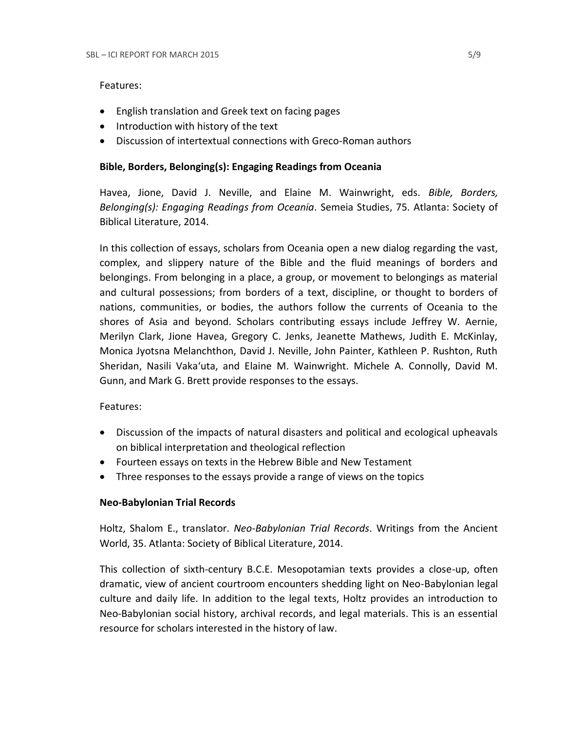Features:

- English translation and Greek text on facing pages
- Introduction with history of the text
- Discussion of intertextual connections with Greco-Roman authors

**Bible, Borders, Belonging(s): Engaging Readings from Oceania**

Havea, Jione, David J. Neville, and Elaine M. Wainwright, eds. *Bible, Borders, Belonging(s): Engaging Readings from Oceania*. Semeia Studies, 75. Atlanta: Society of Biblical Literature, 2014.

In this collection of essays, scholars from Oceania open a new dialog regarding the vast, complex, and slippery nature of the Bible and the fluid meanings of borders and belongings. From belonging in a place, a group, or movement to belongings as material and cultural possessions; from borders of a text, discipline, or thought to borders of nations, communities, or bodies, the authors follow the currents of Oceania to the shores of Asia and beyond. Scholars contributing essays include Jeffrey W. Aernie, Merilyn Clark, Jione Havea, Gregory C. Jenks, Jeanette Mathews, Judith E. McKinlay, Monica Jyotsna Melanchthon, David J. Neville, John Painter, Kathleen P. Rushton, Ruth Sheridan, Nasili Vaka'uta, and Elaine M. Wainwright. Michele A. Connolly, David M. Gunn, and Mark G. Brett provide responses to the essays.

Features:

- Discussion of the impacts of natural disasters and political and ecological upheavals on biblical interpretation and theological reflection
- Fourteen essays on texts in the Hebrew Bible and New Testament
- Three responses to the essays provide a range of views on the topics

**Neo-Babylonian Trial Records**

Holtz, Shalom E., translator. *Neo-Babylonian Trial Records*. Writings from the Ancient World, 35. Atlanta: Society of Biblical Literature, 2014.

This collection of sixth-century B.C.E. Mesopotamian texts provides a close-up, often dramatic, view of ancient courtroom encounters shedding light on Neo-Babylonian legal culture and daily life. In addition to the legal texts, Holtz provides an introduction to Neo-Babylonian social history, archival records, and legal materials. This is an essential resource for scholars interested in the history of law.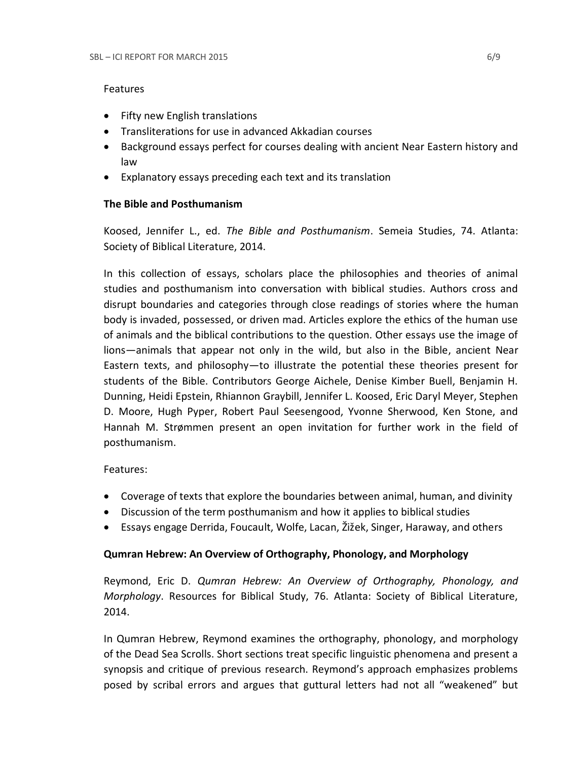Features

- Fifty new English translations
- Transliterations for use in advanced Akkadian courses
- Background essays perfect for courses dealing with ancient Near Eastern history and law
- Explanatory essays preceding each text and its translation

**The Bible and Posthumanism**

Koosed, Jennifer L., ed. *The Bible and Posthumanism*. Semeia Studies, 74. Atlanta: Society of Biblical Literature, 2014.

In this collection of essays, scholars place the philosophies and theories of animal studies and posthumanism into conversation with biblical studies. Authors cross and disrupt boundaries and categories through close readings of stories where the human body is invaded, possessed, or driven mad. Articles explore the ethics of the human use of animals and the biblical contributions to the question. Other essays use the image of lions—animals that appear not only in the wild, but also in the Bible, ancient Near Eastern texts, and philosophy—to illustrate the potential these theories present for students of the Bible. Contributors George Aichele, Denise Kimber Buell, Benjamin H. Dunning, Heidi Epstein, Rhiannon Graybill, Jennifer L. Koosed, Eric Daryl Meyer, Stephen D. Moore, Hugh Pyper, Robert Paul Seesengood, Yvonne Sherwood, Ken Stone, and Hannah M. Strømmen present an open invitation for further work in the field of posthumanism.

Features:

- Coverage of texts that explore the boundaries between animal, human, and divinity
- Discussion of the term posthumanism and how it applies to biblical studies
- Essays engage Derrida, Foucault, Wolfe, Lacan, Žižek, Singer, Haraway, and others

**Qumran Hebrew: An Overview of Orthography, Phonology, and Morphology**

Reymond, Eric D. *Qumran Hebrew: An Overview of Orthography, Phonology, and Morphology*. Resources for Biblical Study, 76. Atlanta: Society of Biblical Literature, 2014.

In Qumran Hebrew, Reymond examines the orthography, phonology, and morphology of the Dead Sea Scrolls. Short sections treat specific linguistic phenomena and present a synopsis and critique of previous research. Reymond's approach emphasizes problems posed by scribal errors and argues that guttural letters had not all "weakened" but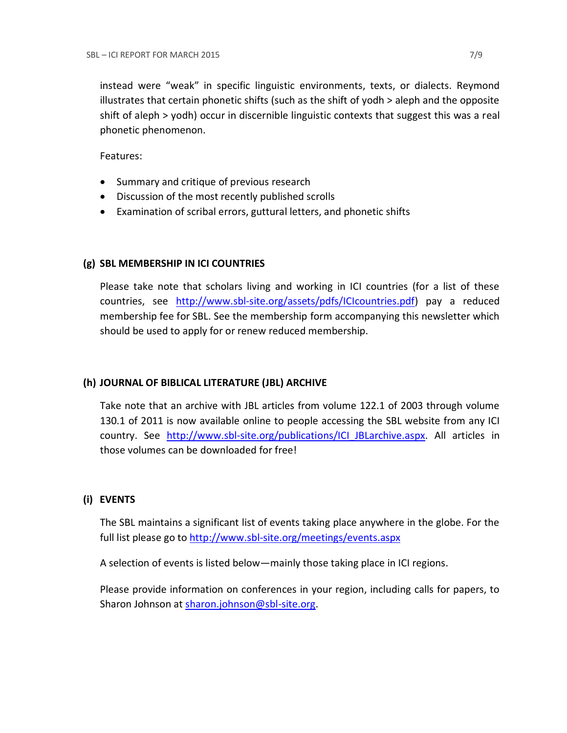instead were "weak" in specific linguistic environments, texts, or dialects. Reymond illustrates that certain phonetic shifts (such as the shift of yodh > aleph and the opposite shift of aleph > yodh) occur in discernible linguistic contexts that suggest this was a real phonetic phenomenon.

Features:

- Summary and critique of previous research
- Discussion of the most recently published scrolls
- Examination of scribal errors, guttural letters, and phonetic shifts

## (g) SBL MEMBERSHIP IN ICI COUNTRIES

Please take note that scholars living and working in ICI countries (for a list of these countries, see http://www.sbl-site.org/assets/pdfs/ICIcountries.pdf) pay a reduced membership fee for SBL. See the membership form accompanying this newsletter which should be used to apply for or renew reduced membership.

## (h) JOURNAL OF BIBLICAL LITERATURE (JBL) ARCHIVE

Take note that an archive with JBL articles from volume 122.1 of 2003 through volume 130.1 of 2011 is now available online to people accessing the SBL website from any ICI country. See http://www.sbl-site.org/publications/ICI_JBLarchive.aspx. All articles in those volumes can be downloaded for free!

## (i) EVENTS

The SBL maintains a significant list of events taking place anywhere in the globe. For the full list please go to http://www.sbl-site.org/meetings/events.aspx

A selection of events is listed below—mainly those taking place in ICI regions.

Please provide information on conferences in your region, including calls for papers, to Sharon Johnson at sharon.johnson@sbl-site.org.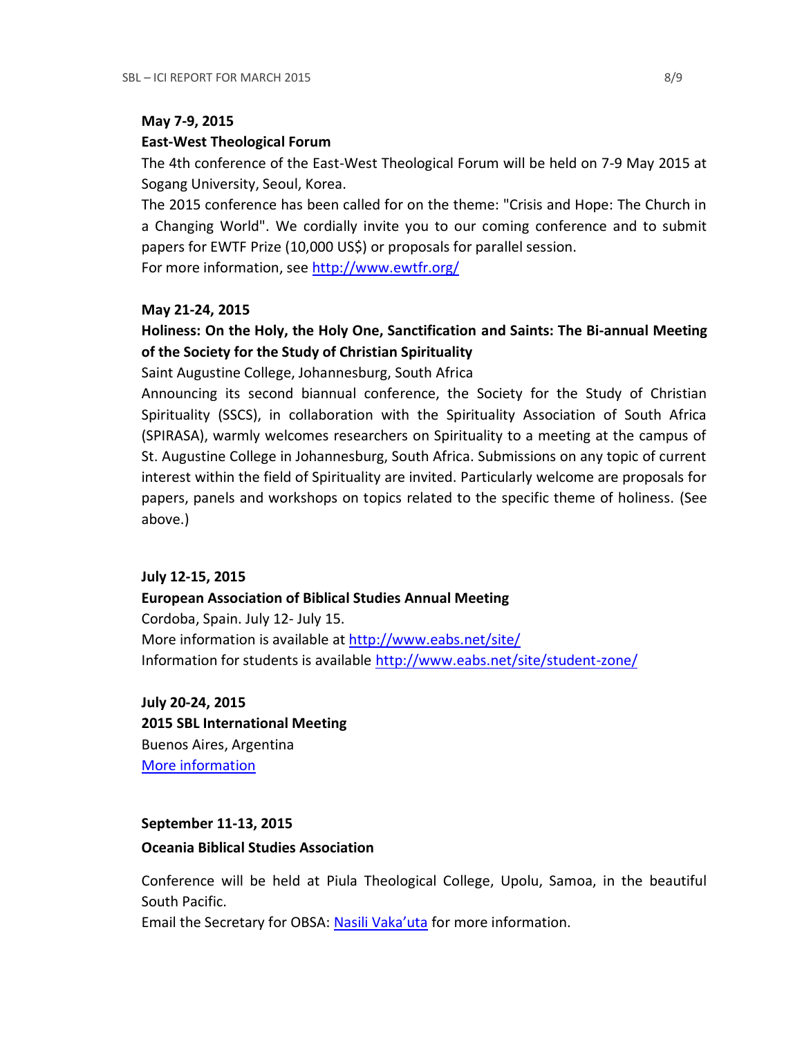**May 7-9, 2015**

**East-West Theological Forum**

The 4th conference of the East-West Theological Forum will be held on 7-9 May 2015 at Sogang University, Seoul, Korea.

The 2015 conference has been called for on the theme: "Crisis and Hope: The Church in a Changing World". We cordially invite you to our coming conference and to submit papers for EWTF Prize (10,000 US$) or proposals for parallel session.

For more information, see [http://www.ewtfr.org/](http://www.ewtfr.org/)

**May 21-24, 2015**

**Holiness: On the Holy, the Holy One, Sanctification and Saints: The Bi-annual Meeting of the Society for the Study of Christian Spirituality**

Saint Augustine College, Johannesburg, South Africa

Announcing its second biannual conference, the Society for the Study of Christian Spirituality (SSCS), in collaboration with the Spirituality Association of South Africa (SPIRASA), warmly welcomes researchers on Spirituality to a meeting at the campus of St. Augustine College in Johannesburg, South Africa. Submissions on any topic of current interest within the field of Spirituality are invited. Particularly welcome are proposals for papers, panels and workshops on topics related to the specific theme of holiness. (See above.)

**July 12-15, 2015**

**European Association of Biblical Studies Annual Meeting**

Cordoba, Spain. July 12- July 15.

More information is available at [http://www.eabs.net/site/](http://www.eabs.net/site/)

Information for students is available [http://www.eabs.net/site/student-zone/](http://www.eabs.net/site/student-zone/)

**July 20-24, 2015**

**2015 SBL International Meeting**

Buenos Aires, Argentina

More information

**September 11-13, 2015**

**Oceania Biblical Studies Association**

Conference will be held at Piula Theological College, Upolu, Samoa, in the beautiful South Pacific.

Email the Secretary for OBSA: Nasili Vaka'uta for more information.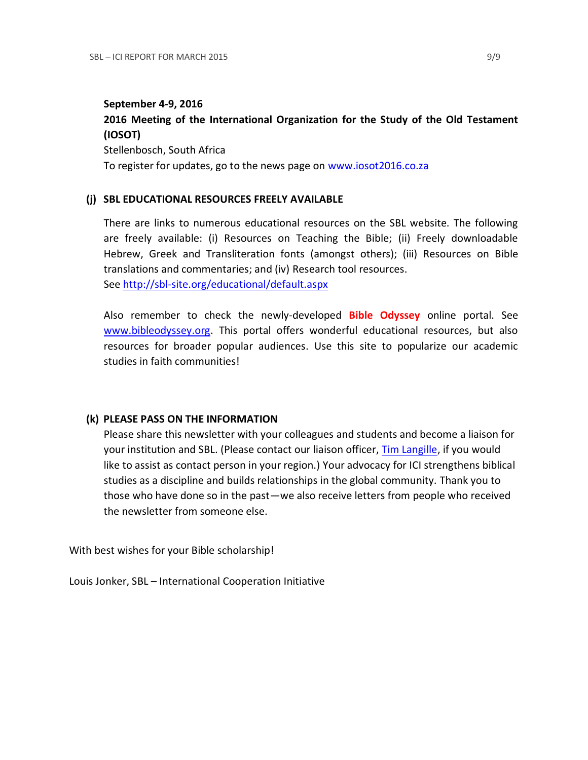**September 4-9, 2016**

**2016 Meeting of the International Organization for the Study of the Old Testament (IOSOT)**

Stellenbosch, South Africa

To register for updates, go to the news page on [www.iosot2016.co.za](http://www.iosot2016.co.za)

### (j) SBL EDUCATIONAL RESOURCES FREELY AVAILABLE

There are links to numerous educational resources on the SBL website. The following are freely available: (i) Resources on Teaching the Bible; (ii) Freely downloadable Hebrew, Greek and Transliteration fonts (amongst others); (iii) Resources on Bible translations and commentaries; and (iv) Research tool resources.
See [http://sbl-site.org/educational/default.aspx](http://sbl-site.org/educational/default.aspx)

Also remember to check the newly-developed **Bible Odyssey** online portal. See [www.bibleodyssey.org](http://www.bibleodyssey.org). This portal offers wonderful educational resources, but also resources for broader popular audiences. Use this site to popularize our academic studies in faith communities!

### (k) PLEASE PASS ON THE INFORMATION

Please share this newsletter with your colleagues and students and become a liaison for your institution and SBL. (Please contact our liaison officer, Tim Langille, if you would like to assist as contact person in your region.) Your advocacy for ICI strengthens biblical studies as a discipline and builds relationships in the global community. Thank you to those who have done so in the past—we also receive letters from people who received the newsletter from someone else.

With best wishes for your Bible scholarship!

Louis Jonker, SBL – International Cooperation Initiative